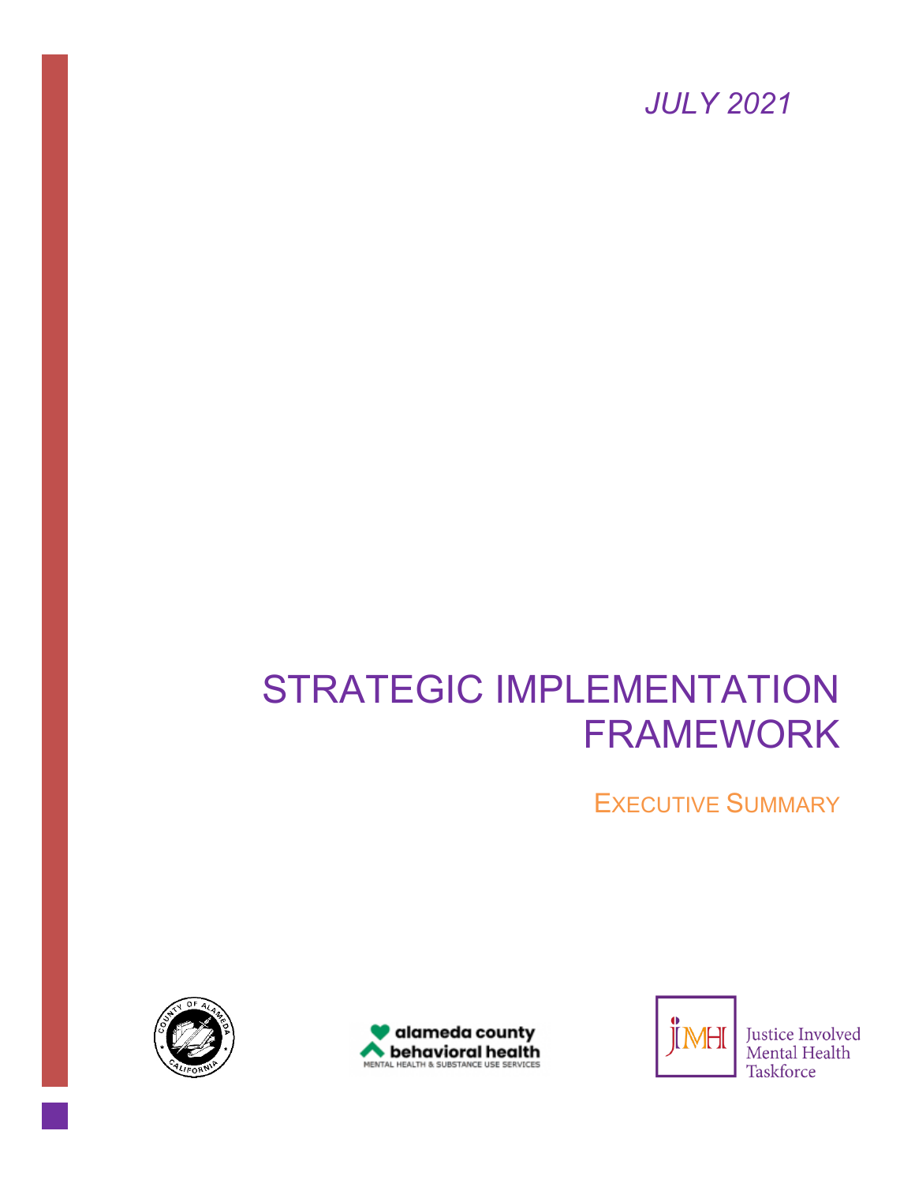*JULY 2021*

# STRATEGIC IMPLEMENTATION FRAMEWORK

## EXECUTIVE SUMMARY

alameda county behavioral health
MENTAL HEALTH & SUBSTANCE USE SERVICES

Justice Involved Mental Health Taskforce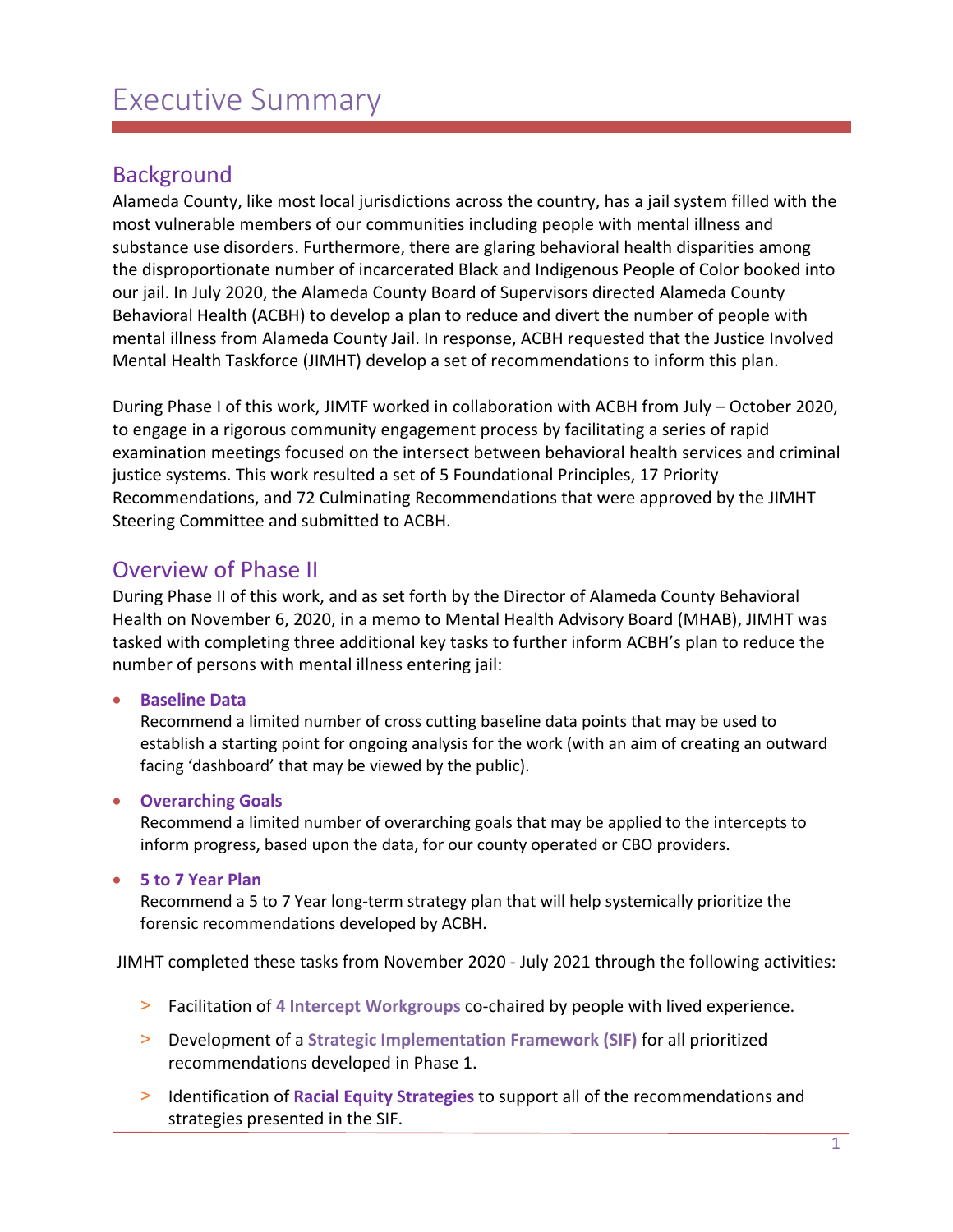# Executive Summary

## Background

Alameda County, like most local jurisdictions across the country, has a jail system filled with the most vulnerable members of our communities including people with mental illness and substance use disorders. Furthermore, there are glaring behavioral health disparities among the disproportionate number of incarcerated Black and Indigenous People of Color booked into our jail. In July 2020, the Alameda County Board of Supervisors directed Alameda County Behavioral Health (ACBH) to develop a plan to reduce and divert the number of people with mental illness from Alameda County Jail. In response, ACBH requested that the Justice Involved Mental Health Taskforce (JIMHT) develop a set of recommendations to inform this plan.

During Phase I of this work, JIMTF worked in collaboration with ACBH from July – October 2020, to engage in a rigorous community engagement process by facilitating a series of rapid examination meetings focused on the intersect between behavioral health services and criminal justice systems. This work resulted a set of 5 Foundational Principles, 17 Priority Recommendations, and 72 Culminating Recommendations that were approved by the JIMHT Steering Committee and submitted to ACBH.

## Overview of Phase II

During Phase II of this work, and as set forth by the Director of Alameda County Behavioral Health on November 6, 2020, in a memo to Mental Health Advisory Board (MHAB), JIMHT was tasked with completing three additional key tasks to further inform ACBH's plan to reduce the number of persons with mental illness entering jail:

- **Baseline Data**
  Recommend a limited number of cross cutting baseline data points that may be used to establish a starting point for ongoing analysis for the work (with an aim of creating an outward facing 'dashboard' that may be viewed by the public).
- **Overarching Goals**
  Recommend a limited number of overarching goals that may be applied to the intercepts to inform progress, based upon the data, for our county operated or CBO providers.
- **5 to 7 Year Plan**
  Recommend a 5 to 7 Year long-term strategy plan that will help systemically prioritize the forensic recommendations developed by ACBH.

JIMHT completed these tasks from November 2020 - July 2021 through the following activities:

> Facilitation of **4 Intercept Workgroups** co-chaired by people with lived experience.

> Development of a **Strategic Implementation Framework (SIF)** for all prioritized recommendations developed in Phase 1.

> Identification of **Racial Equity Strategies** to support all of the recommendations and strategies presented in the SIF.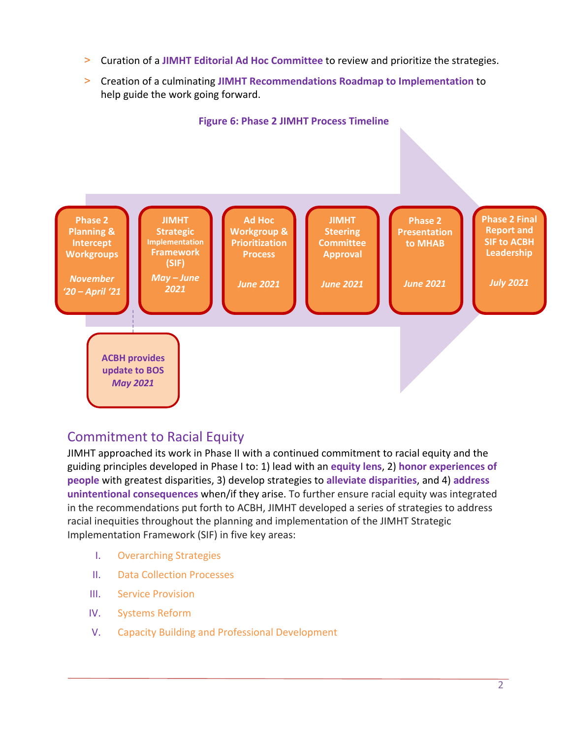- Curation of a **JIMHT Editorial Ad Hoc Committee** to review and prioritize the strategies.
- Creation of a culminating **JIMHT Recommendations Roadmap to Implementation** to help guide the work going forward.

**Figure 6: Phase 2 JIMHT Process Timeline**

| Phase 2 Planning & Intercept Workgroups | JIMHT Strategic Implementation Framework (SIF) | Ad Hoc Workgroup & Prioritization Process | JIMHT Steering Committee Approval | Phase 2 Presentation to MHAB | Phase 2 Final Report and SIF to ACBH Leadership |
|---|---|---|---|---|---|
| *November '20 – April '21* | *May – June 2021* | *June 2021* | *June 2021* | *June 2021* | *July 2021* |

**ACBH provides update to BOS** *May 2021*

## Commitment to Racial Equity

JIMHT approached its work in Phase II with a continued commitment to racial equity and the guiding principles developed in Phase I to: 1) lead with an **equity lens**, 2) **honor experiences of people** with greatest disparities, 3) develop strategies to **alleviate disparities**, and 4) **address unintentional consequences** when/if they arise. To further ensure racial equity was integrated in the recommendations put forth to ACBH, JIMHT developed a series of strategies to address racial inequities throughout the planning and implementation of the JIMHT Strategic Implementation Framework (SIF) in five key areas:

I. Overarching Strategies
II. Data Collection Processes
III. Service Provision
IV. Systems Reform
V. Capacity Building and Professional Development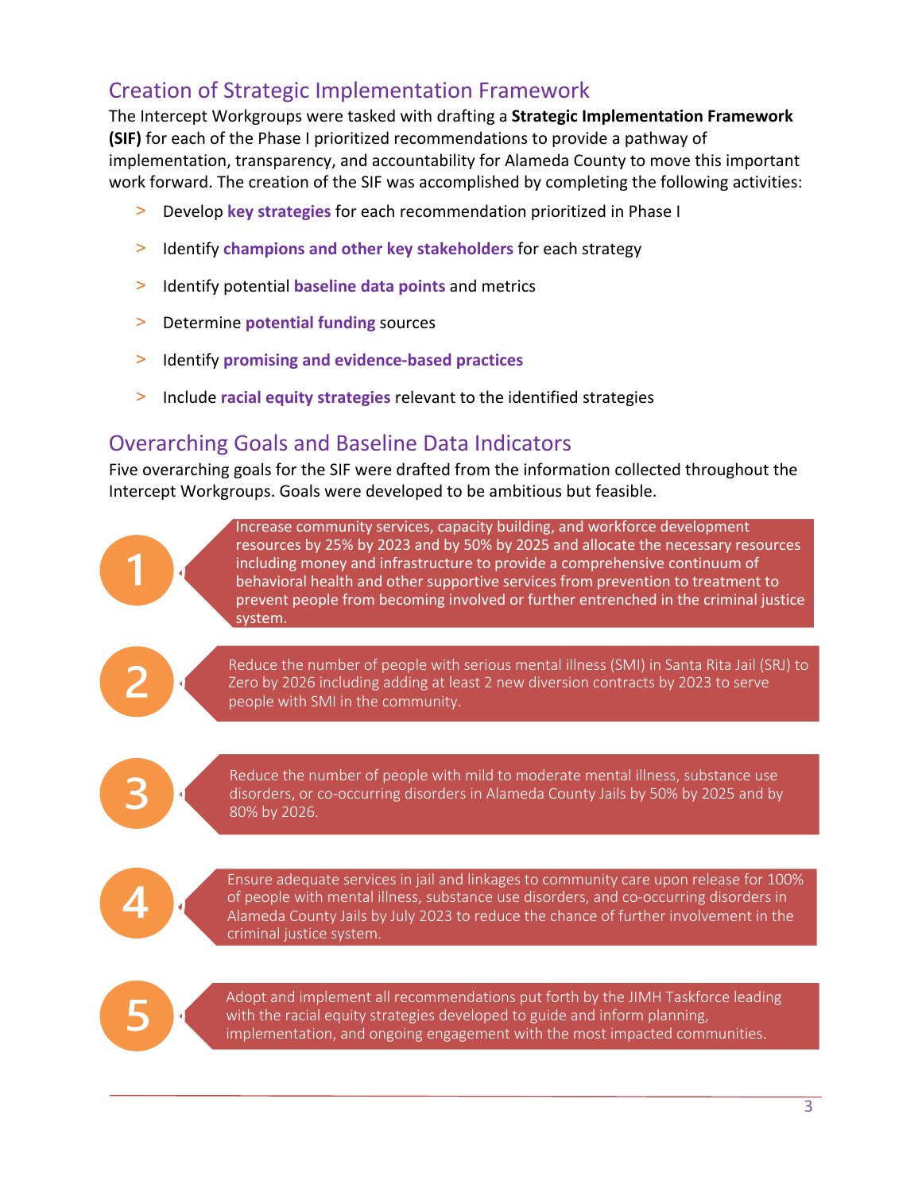## Creation of Strategic Implementation Framework

The Intercept Workgroups were tasked with drafting a **Strategic Implementation Framework (SIF)** for each of the Phase I prioritized recommendations to provide a pathway of implementation, transparency, and accountability for Alameda County to move this important work forward. The creation of the SIF was accomplished by completing the following activities:

- Develop **key strategies** for each recommendation prioritized in Phase I
- Identify **champions and other key stakeholders** for each strategy
- Identify potential **baseline data points** and metrics
- Determine **potential funding** sources
- Identify **promising and evidence-based practices**
- Include **racial equity strategies** relevant to the identified strategies

## Overarching Goals and Baseline Data Indicators

Five overarching goals for the SIF were drafted from the information collected throughout the Intercept Workgroups. Goals were developed to be ambitious but feasible.

1. Increase community services, capacity building, and workforce development resources by 25% by 2023 and by 50% by 2025 and allocate the necessary resources including money and infrastructure to provide a comprehensive continuum of behavioral health and other supportive services from prevention to treatment to prevent people from becoming involved or further entrenched in the criminal justice system.

2. Reduce the number of people with serious mental illness (SMI) in Santa Rita Jail (SRJ) to Zero by 2026 including adding at least 2 new diversion contracts by 2023 to serve people with SMI in the community.

3. Reduce the number of people with mild to moderate mental illness, substance use disorders, or co-occurring disorders in Alameda County Jails by 50% by 2025 and by 80% by 2026.

4. Ensure adequate services in jail and linkages to community care upon release for 100% of people with mental illness, substance use disorders, and co-occurring disorders in Alameda County Jails by July 2023 to reduce the chance of further involvement in the criminal justice system.

5. Adopt and implement all recommendations put forth by the JIMH Taskforce leading with the racial equity strategies developed to guide and inform planning, implementation, and ongoing engagement with the most impacted communities.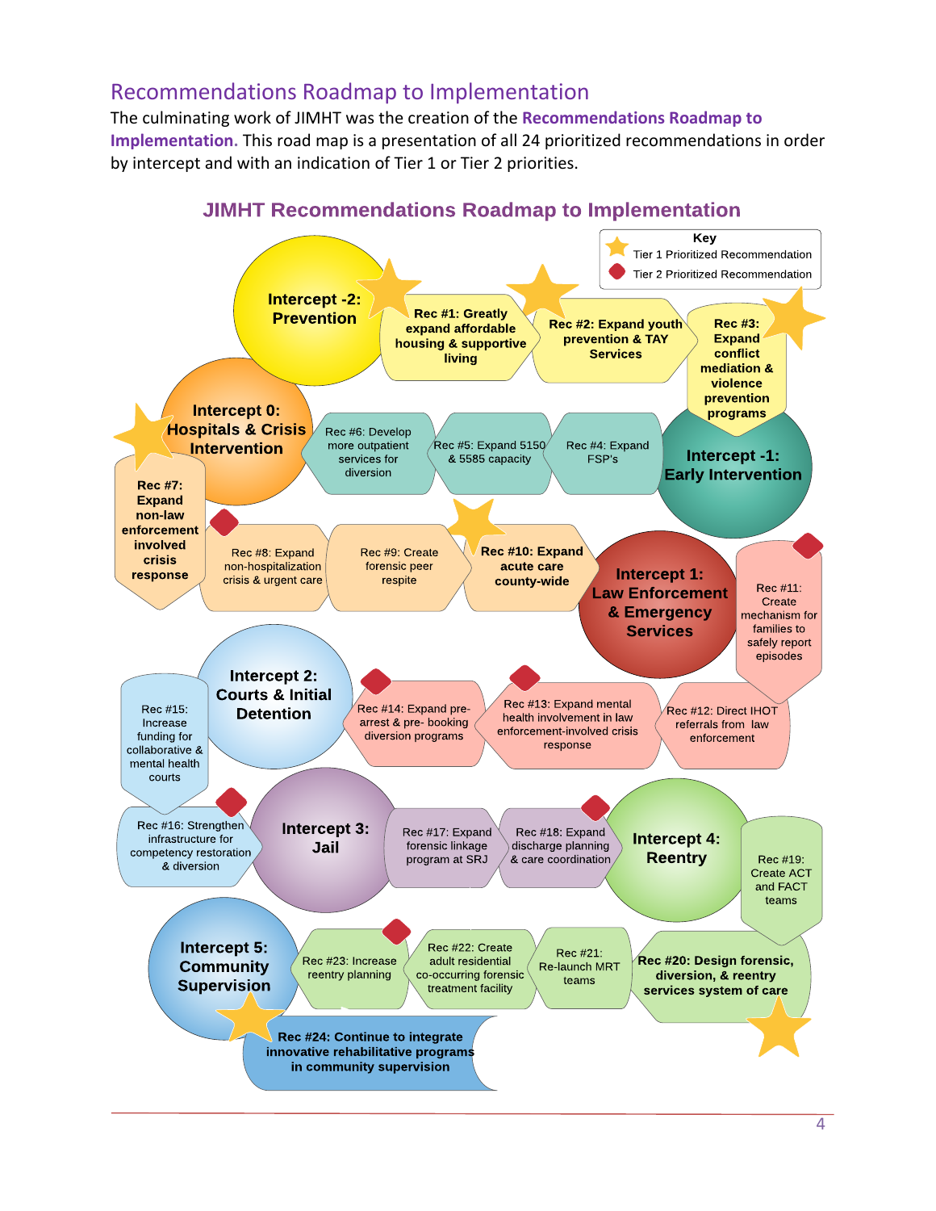## Recommendations Roadmap to Implementation

The culminating work of JIMHT was the creation of the **Recommendations Roadmap to Implementation.** This road map is a presentation of all 24 prioritized recommendations in order by intercept and with an indication of Tier 1 or Tier 2 priorities.

### JIMHT Recommendations Roadmap to Implementation

Key
Tier 1 Prioritized Recommendation
Tier 2 Prioritized Recommendation

Intercept -2: Prevention

Rec #1: Greatly expand affordable housing & supportive living

Rec #2: Expand youth prevention & TAY Services

Rec #3: Expand conflict mediation & violence prevention programs

Intercept -1: Early Intervention

Rec #4: Expand FSP's

Rec #5: Expand 5150 & 5585 capacity

Rec #6: Develop more outpatient services for diversion

Intercept 0: Hospitals & Crisis Intervention

Rec #7: Expand non-law enforcement involved crisis response

Rec #8: Expand non-hospitalization crisis & urgent care

Rec #9: Create forensic peer respite

Rec #10: Expand acute care county-wide

Intercept 1: Law Enforcement & Emergency Services

Rec #11: Create mechanism for families to safely report episodes

Rec #12: Direct IHOT referrals from law enforcement

Rec #13: Expand mental health involvement in law enforcement-involved crisis response

Rec #14: Expand pre-arrest & pre- booking diversion programs

Intercept 2: Courts & Initial Detention

Rec #15: Increase funding for collaborative & mental health courts

Rec #16: Strengthen infrastructure for competency restoration & diversion

Intercept 3: Jail

Rec #17: Expand forensic linkage program at SRJ

Rec #18: Expand discharge planning & care coordination

Intercept 4: Reentry

Rec #19: Create ACT and FACT teams

Rec #20: Design forensic, diversion, & reentry services system of care

Rec #21: Re-launch MRT teams

Rec #22: Create adult residential co-occurring forensic treatment facility

Rec #23: Increase reentry planning

Intercept 5: Community Supervision

Rec #24: Continue to integrate innovative rehabilitative programs in community supervision